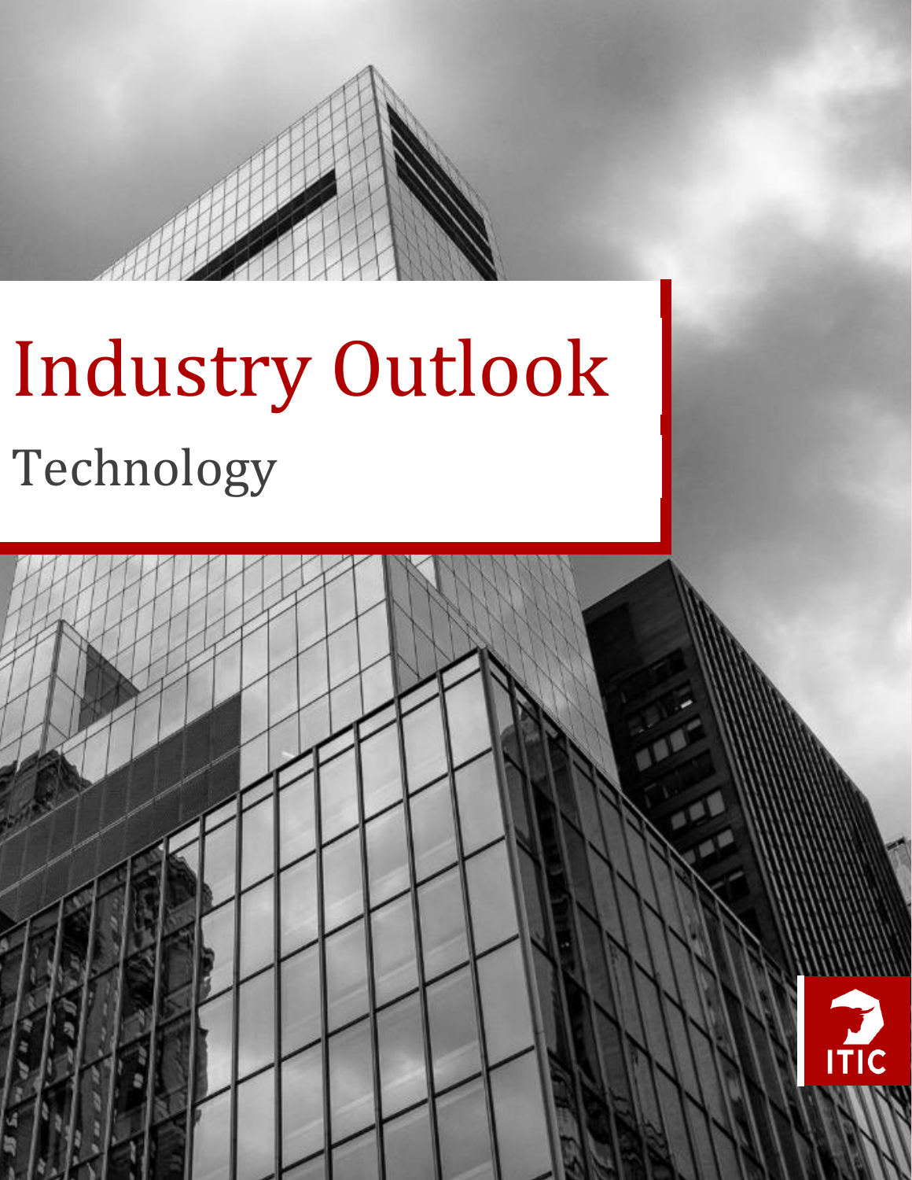# Industry Outlook

## Technology

ITIC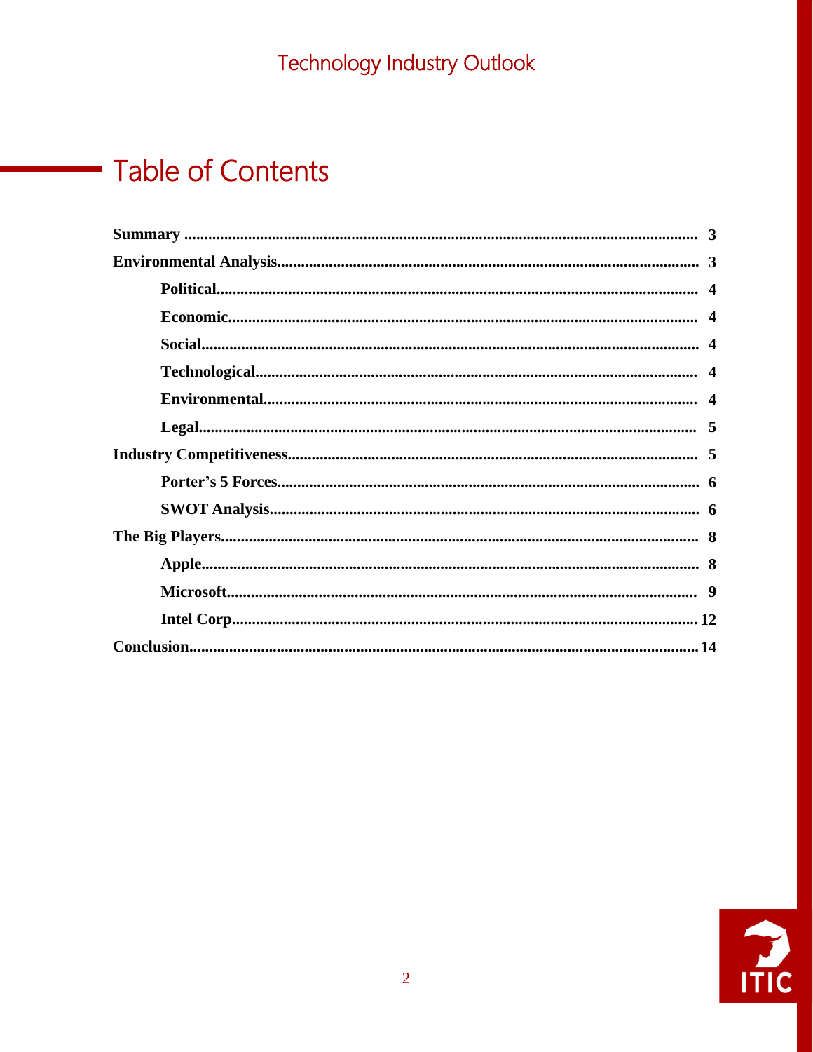# Table of Contents

**Summary** ........................................................................ 3

**Environmental Analysis**........................................................ 3

- **Political**.............................................................. 4
- **Economic**............................................................. 4
- **Social**.................................................................. 4
- **Technological**....................................................... 4
- **Environmental**...................................................... 4
- **Legal**................................................................... 5

**Industry Competitiveness**...................................................... 5

- **Porter's 5 Forces**................................................... 6
- **SWOT Analysis**...................................................... 6

**The Big Players**................................................................. 8

- **Apple**................................................................... 8
- **Microsoft**.............................................................. 9
- **Intel Corp**............................................................. 12

**Conclusion**....................................................................... 14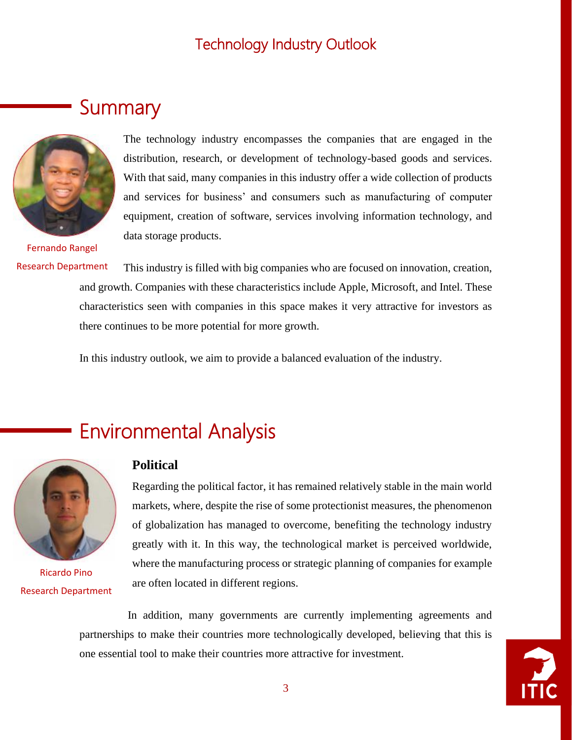## Summary

Fernando Rangel
Research Department

The technology industry encompasses the companies that are engaged in the distribution, research, or development of technology-based goods and services. With that said, many companies in this industry offer a wide collection of products and services for business' and consumers such as manufacturing of computer equipment, creation of software, services involving information technology, and data storage products.

This industry is filled with big companies who are focused on innovation, creation, and growth. Companies with these characteristics include Apple, Microsoft, and Intel. These characteristics seen with companies in this space makes it very attractive for investors as there continues to be more potential for more growth.

In this industry outlook, we aim to provide a balanced evaluation of the industry.

## Environmental Analysis

Ricardo Pino
Research Department

**Political**

Regarding the political factor, it has remained relatively stable in the main world markets, where, despite the rise of some protectionist measures, the phenomenon of globalization has managed to overcome, benefiting the technology industry greatly with it. In this way, the technological market is perceived worldwide, where the manufacturing process or strategic planning of companies for example are often located in different regions.

In addition, many governments are currently implementing agreements and partnerships to make their countries more technologically developed, believing that this is one essential tool to make their countries more attractive for investment.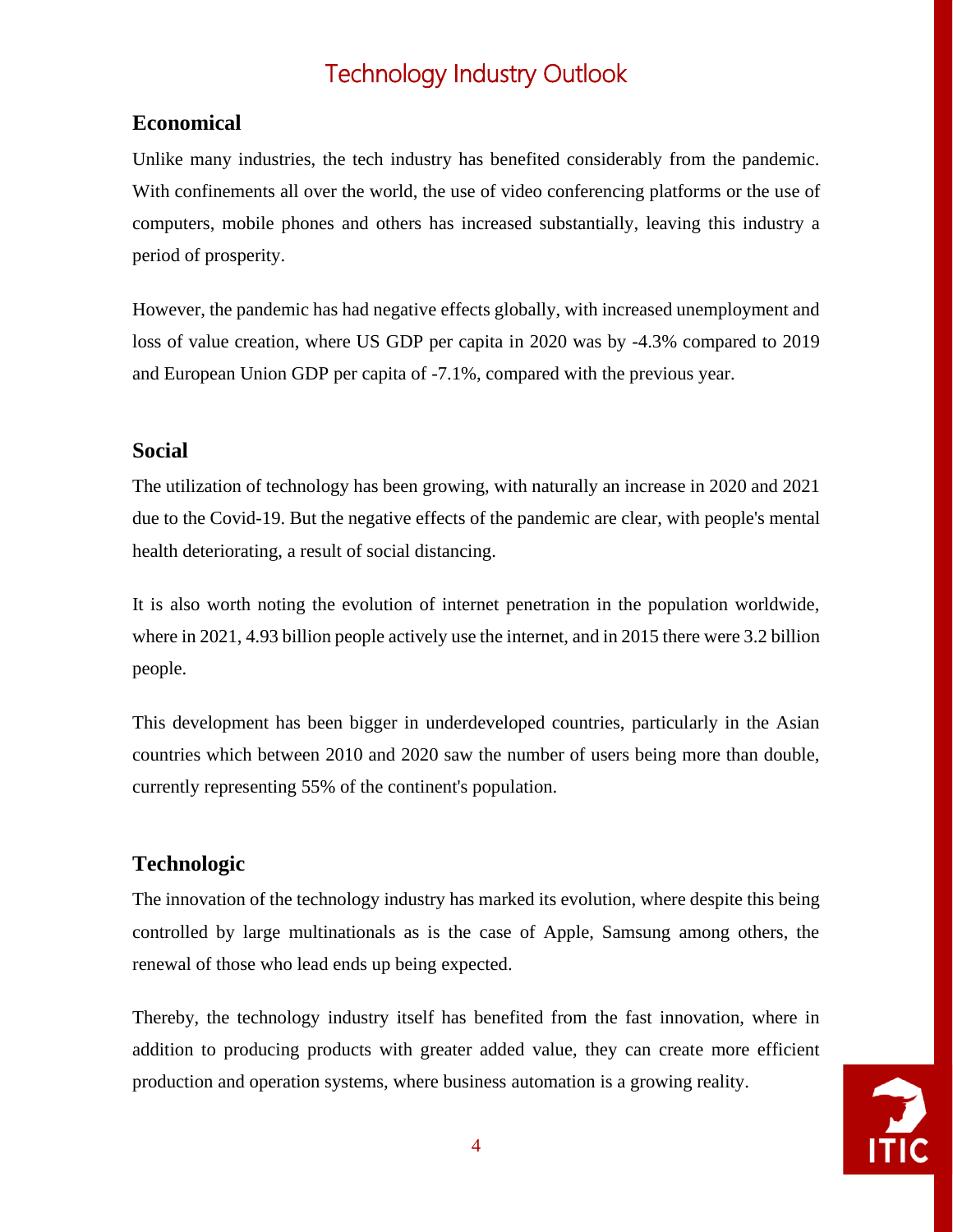# Technology Industry Outlook

## Economical

Unlike many industries, the tech industry has benefited considerably from the pandemic. With confinements all over the world, the use of video conferencing platforms or the use of computers, mobile phones and others has increased substantially, leaving this industry a period of prosperity.

However, the pandemic has had negative effects globally, with increased unemployment and loss of value creation, where US GDP per capita in 2020 was by -4.3% compared to 2019 and European Union GDP per capita of -7.1%, compared with the previous year.

## Social

The utilization of technology has been growing, with naturally an increase in 2020 and 2021 due to the Covid-19. But the negative effects of the pandemic are clear, with people's mental health deteriorating, a result of social distancing.

It is also worth noting the evolution of internet penetration in the population worldwide, where in 2021, 4.93 billion people actively use the internet, and in 2015 there were 3.2 billion people.

This development has been bigger in underdeveloped countries, particularly in the Asian countries which between 2010 and 2020 saw the number of users being more than double, currently representing 55% of the continent's population.

## Technologic

The innovation of the technology industry has marked its evolution, where despite this being controlled by large multinationals as is the case of Apple, Samsung among others, the renewal of those who lead ends up being expected.

Thereby, the technology industry itself has benefited from the fast innovation, where in addition to producing products with greater added value, they can create more efficient production and operation systems, where business automation is a growing reality.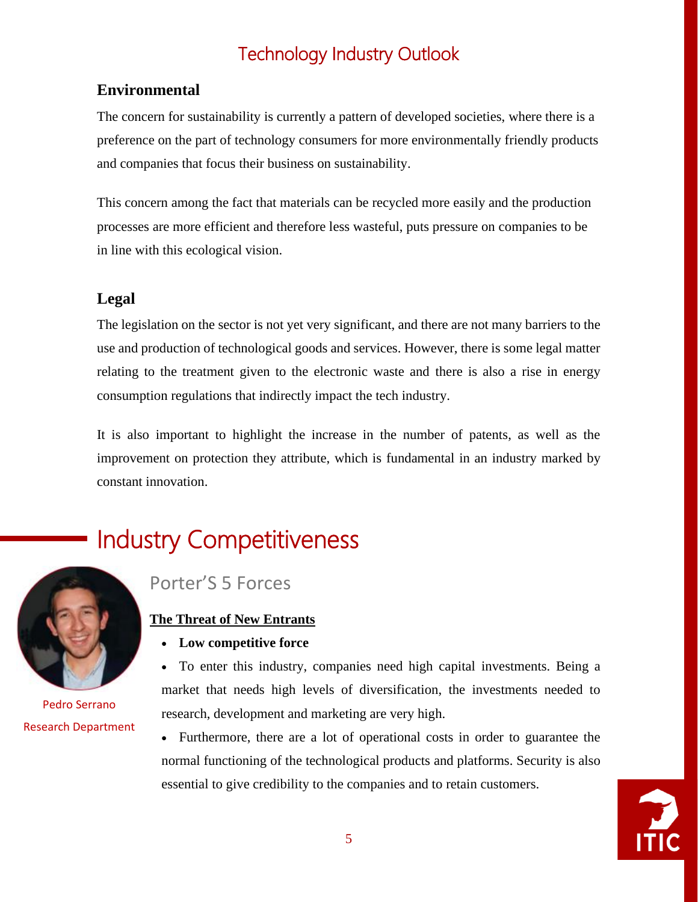## Environmental

The concern for sustainability is currently a pattern of developed societies, where there is a preference on the part of technology consumers for more environmentally friendly products and companies that focus their business on sustainability.

This concern among the fact that materials can be recycled more easily and the production processes are more efficient and therefore less wasteful, puts pressure on companies to be in line with this ecological vision.

## Legal

The legislation on the sector is not yet very significant, and there are not many barriers to the use and production of technological goods and services. However, there is some legal matter relating to the treatment given to the electronic waste and there is also a rise in energy consumption regulations that indirectly impact the tech industry.

It is also important to highlight the increase in the number of patents, as well as the improvement on protection they attribute, which is fundamental in an industry marked by constant innovation.

# Industry Competitiveness

Pedro Serrano
Research Department

## Porter'S 5 Forces

**The Threat of New Entrants**

- **Low competitive force**
- To enter this industry, companies need high capital investments. Being a market that needs high levels of diversification, the investments needed to research, development and marketing are very high.
- Furthermore, there are a lot of operational costs in order to guarantee the normal functioning of the technological products and platforms. Security is also essential to give credibility to the companies and to retain customers.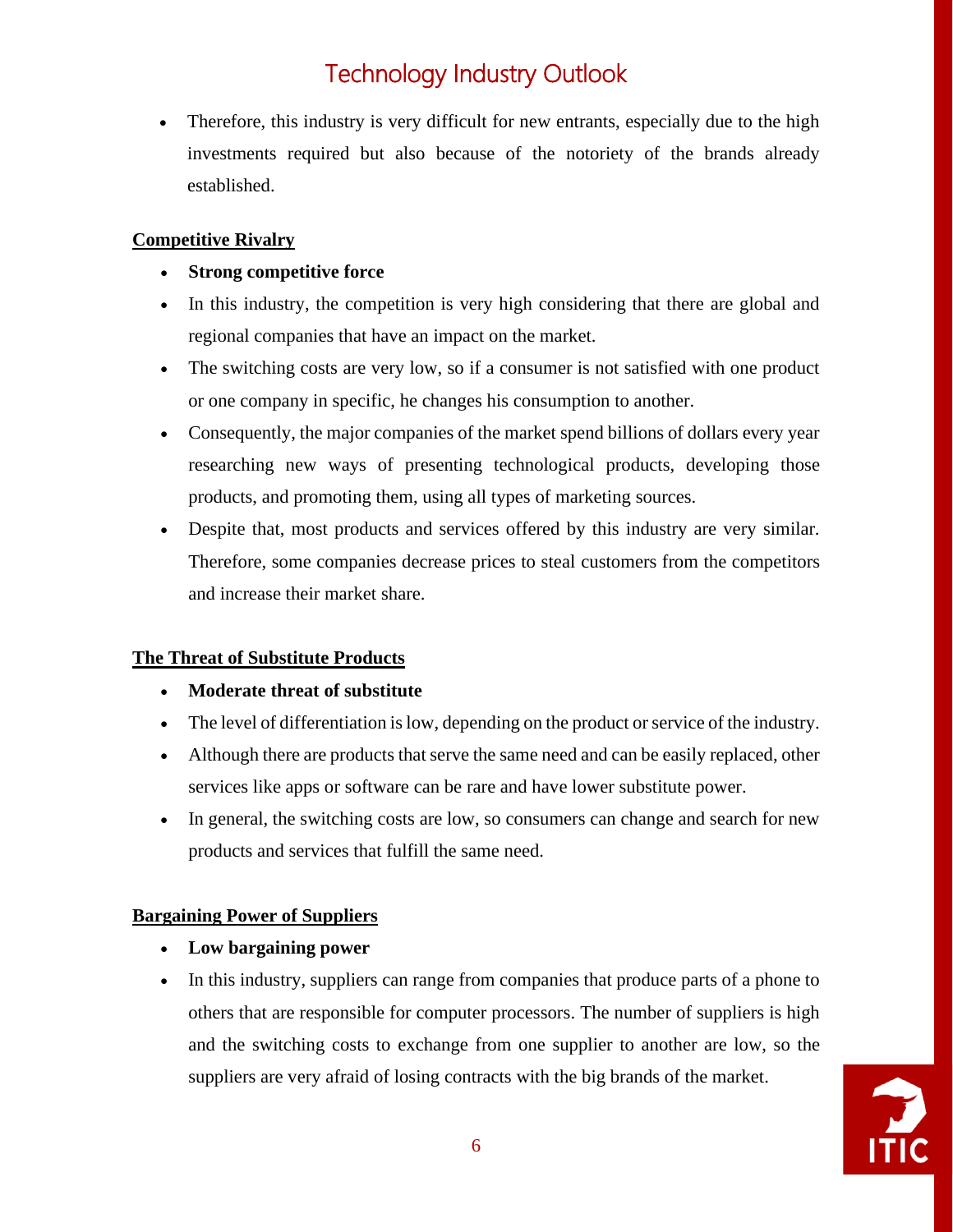- Therefore, this industry is very difficult for new entrants, especially due to the high investments required but also because of the notoriety of the brands already established.

**Competitive Rivalry**

- **Strong competitive force**
- In this industry, the competition is very high considering that there are global and regional companies that have an impact on the market.
- The switching costs are very low, so if a consumer is not satisfied with one product or one company in specific, he changes his consumption to another.
- Consequently, the major companies of the market spend billions of dollars every year researching new ways of presenting technological products, developing those products, and promoting them, using all types of marketing sources.
- Despite that, most products and services offered by this industry are very similar. Therefore, some companies decrease prices to steal customers from the competitors and increase their market share.

**The Threat of Substitute Products**

- **Moderate threat of substitute**
- The level of differentiation is low, depending on the product or service of the industry.
- Although there are products that serve the same need and can be easily replaced, other services like apps or software can be rare and have lower substitute power.
- In general, the switching costs are low, so consumers can change and search for new products and services that fulfill the same need.

**Bargaining Power of Suppliers**

- **Low bargaining power**
- In this industry, suppliers can range from companies that produce parts of a phone to others that are responsible for computer processors. The number of suppliers is high and the switching costs to exchange from one supplier to another are low, so the suppliers are very afraid of losing contracts with the big brands of the market.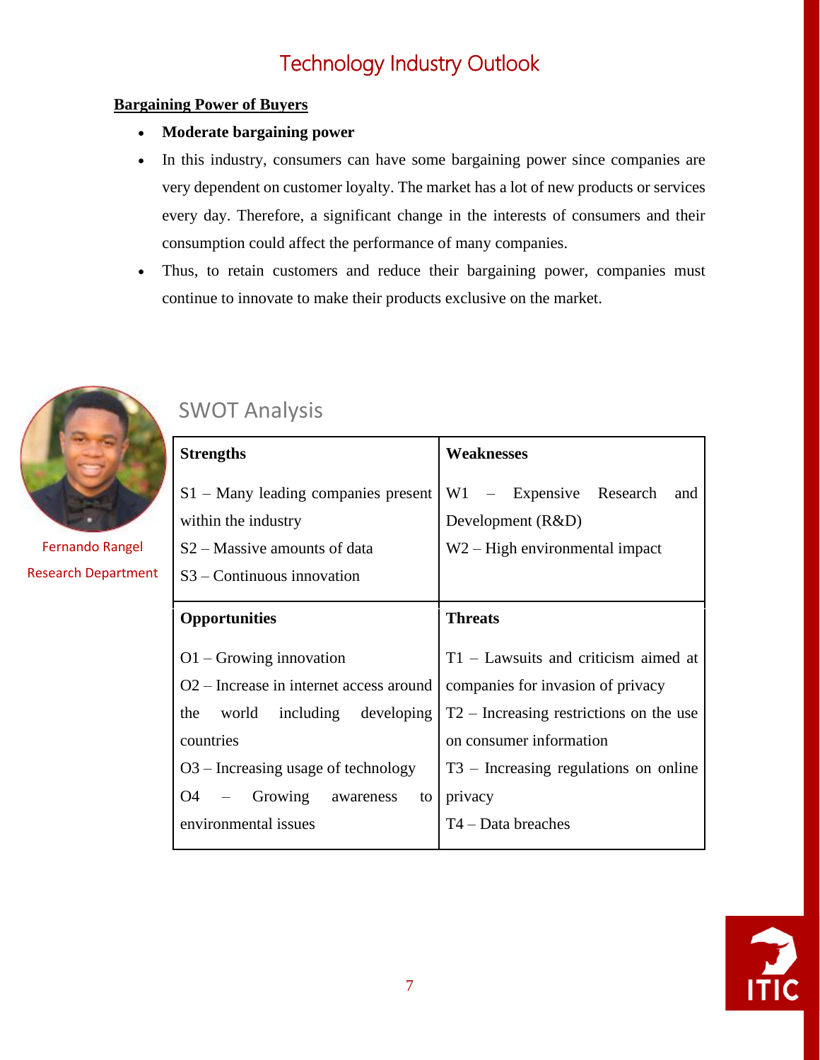## Bargaining Power of Buyers

- **Moderate bargaining power**
- In this industry, consumers can have some bargaining power since companies are very dependent on customer loyalty. The market has a lot of new products or services every day. Therefore, a significant change in the interests of consumers and their consumption could affect the performance of many companies.
- Thus, to retain customers and reduce their bargaining power, companies must continue to innovate to make their products exclusive on the market.

Fernando Rangel
Research Department

## SWOT Analysis

| **Strengths** | **Weaknesses** |
| --- | --- |
| S1 – Many leading companies present within the industry<br>S2 – Massive amounts of data<br>S3 – Continuous innovation | W1 – Expensive Research and Development (R&D)<br>W2 – High environmental impact |
| **Opportunities** | **Threats** |
| O1 – Growing innovation<br>O2 – Increase in internet access around the world including developing countries<br>O3 – Increasing usage of technology<br>O4 – Growing awareness to environmental issues | T1 – Lawsuits and criticism aimed at companies for invasion of privacy<br>T2 – Increasing restrictions on the use on consumer information<br>T3 – Increasing regulations on online privacy<br>T4 – Data breaches |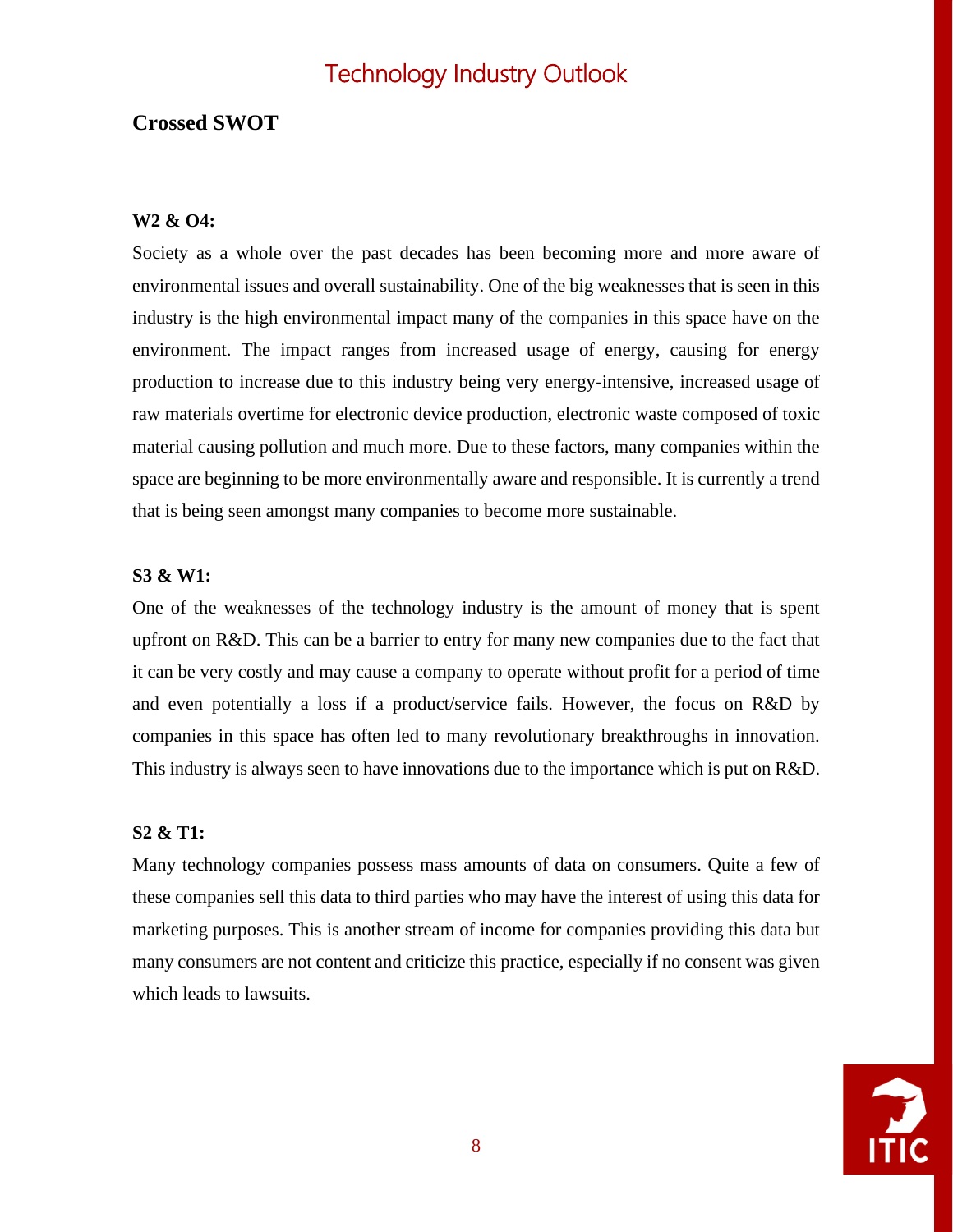## Crossed SWOT

**W2 & O4:**

Society as a whole over the past decades has been becoming more and more aware of environmental issues and overall sustainability. One of the big weaknesses that is seen in this industry is the high environmental impact many of the companies in this space have on the environment. The impact ranges from increased usage of energy, causing for energy production to increase due to this industry being very energy-intensive, increased usage of raw materials overtime for electronic device production, electronic waste composed of toxic material causing pollution and much more. Due to these factors, many companies within the space are beginning to be more environmentally aware and responsible. It is currently a trend that is being seen amongst many companies to become more sustainable.

**S3 & W1:**

One of the weaknesses of the technology industry is the amount of money that is spent upfront on R&D. This can be a barrier to entry for many new companies due to the fact that it can be very costly and may cause a company to operate without profit for a period of time and even potentially a loss if a product/service fails. However, the focus on R&D by companies in this space has often led to many revolutionary breakthroughs in innovation. This industry is always seen to have innovations due to the importance which is put on R&D.

**S2 & T1:**

Many technology companies possess mass amounts of data on consumers. Quite a few of these companies sell this data to third parties who may have the interest of using this data for marketing purposes. This is another stream of income for companies providing this data but many consumers are not content and criticize this practice, especially if no consent was given which leads to lawsuits.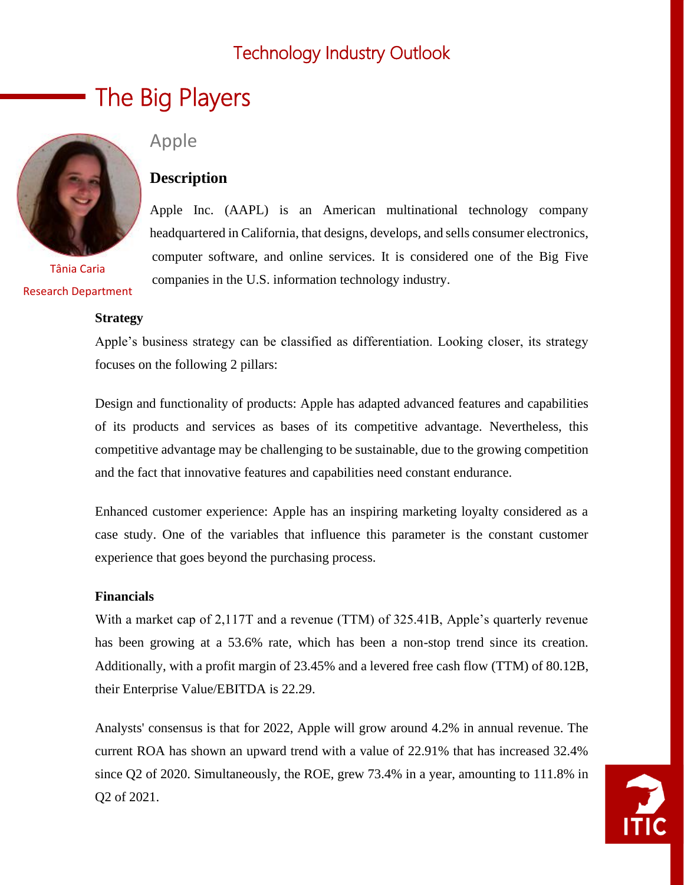# Technology Industry Outlook

## The Big Players

Tânia Caria
Research Department

### Apple

**Description**

Apple Inc. (AAPL) is an American multinational technology company headquartered in California, that designs, develops, and sells consumer electronics, computer software, and online services. It is considered one of the Big Five companies in the U.S. information technology industry.

**Strategy**

Apple's business strategy can be classified as differentiation. Looking closer, its strategy focuses on the following 2 pillars:

Design and functionality of products: Apple has adapted advanced features and capabilities of its products and services as bases of its competitive advantage. Nevertheless, this competitive advantage may be challenging to be sustainable, due to the growing competition and the fact that innovative features and capabilities need constant endurance.

Enhanced customer experience: Apple has an inspiring marketing loyalty considered as a case study. One of the variables that influence this parameter is the constant customer experience that goes beyond the purchasing process.

**Financials**

With a market cap of 2,117T and a revenue (TTM) of 325.41B, Apple's quarterly revenue has been growing at a 53.6% rate, which has been a non-stop trend since its creation. Additionally, with a profit margin of 23.45% and a levered free cash flow (TTM) of 80.12B, their Enterprise Value/EBITDA is 22.29.

Analysts' consensus is that for 2022, Apple will grow around 4.2% in annual revenue. The current ROA has shown an upward trend with a value of 22.91% that has increased 32.4% since Q2 of 2020. Simultaneously, the ROE, grew 73.4% in a year, amounting to 111.8% in Q2 of 2021.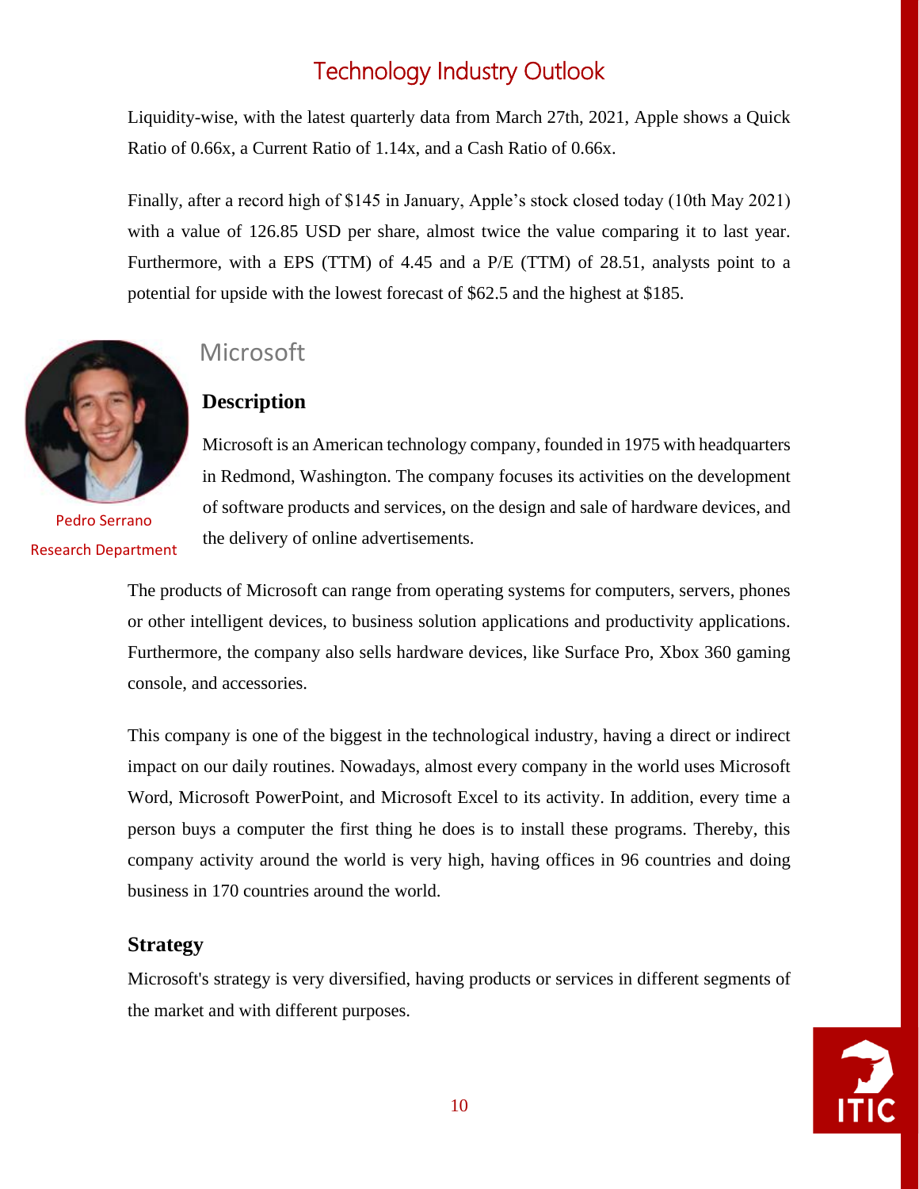Liquidity-wise, with the latest quarterly data from March 27th, 2021, Apple shows a Quick Ratio of 0.66x, a Current Ratio of 1.14x, and a Cash Ratio of 0.66x.

Finally, after a record high of $145 in January, Apple's stock closed today (10th May 2021) with a value of 126.85 USD per share, almost twice the value comparing it to last year. Furthermore, with a EPS (TTM) of 4.45 and a P/E (TTM) of 28.51, analysts point to a potential for upside with the lowest forecast of $62.5 and the highest at $185.

## Microsoft

Pedro Serrano
Research Department

### Description

Microsoft is an American technology company, founded in 1975 with headquarters in Redmond, Washington. The company focuses its activities on the development of software products and services, on the design and sale of hardware devices, and the delivery of online advertisements.

The products of Microsoft can range from operating systems for computers, servers, phones or other intelligent devices, to business solution applications and productivity applications. Furthermore, the company also sells hardware devices, like Surface Pro, Xbox 360 gaming console, and accessories.

This company is one of the biggest in the technological industry, having a direct or indirect impact on our daily routines. Nowadays, almost every company in the world uses Microsoft Word, Microsoft PowerPoint, and Microsoft Excel to its activity. In addition, every time a person buys a computer the first thing he does is to install these programs. Thereby, this company activity around the world is very high, having offices in 96 countries and doing business in 170 countries around the world.

### Strategy

Microsoft's strategy is very diversified, having products or services in different segments of the market and with different purposes.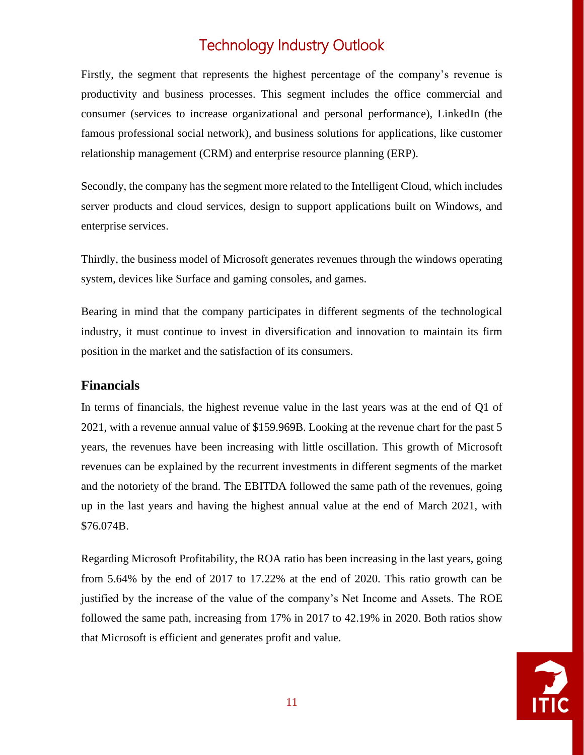Firstly, the segment that represents the highest percentage of the company's revenue is productivity and business processes. This segment includes the office commercial and consumer (services to increase organizational and personal performance), LinkedIn (the famous professional social network), and business solutions for applications, like customer relationship management (CRM) and enterprise resource planning (ERP).

Secondly, the company has the segment more related to the Intelligent Cloud, which includes server products and cloud services, design to support applications built on Windows, and enterprise services.

Thirdly, the business model of Microsoft generates revenues through the windows operating system, devices like Surface and gaming consoles, and games.

Bearing in mind that the company participates in different segments of the technological industry, it must continue to invest in diversification and innovation to maintain its firm position in the market and the satisfaction of its consumers.

## Financials

In terms of financials, the highest revenue value in the last years was at the end of Q1 of 2021, with a revenue annual value of $159.969B. Looking at the revenue chart for the past 5 years, the revenues have been increasing with little oscillation. This growth of Microsoft revenues can be explained by the recurrent investments in different segments of the market and the notoriety of the brand. The EBITDA followed the same path of the revenues, going up in the last years and having the highest annual value at the end of March 2021, with $76.074B.

Regarding Microsoft Profitability, the ROA ratio has been increasing in the last years, going from 5.64% by the end of 2017 to 17.22% at the end of 2020. This ratio growth can be justified by the increase of the value of the company's Net Income and Assets. The ROE followed the same path, increasing from 17% in 2017 to 42.19% in 2020. Both ratios show that Microsoft is efficient and generates profit and value.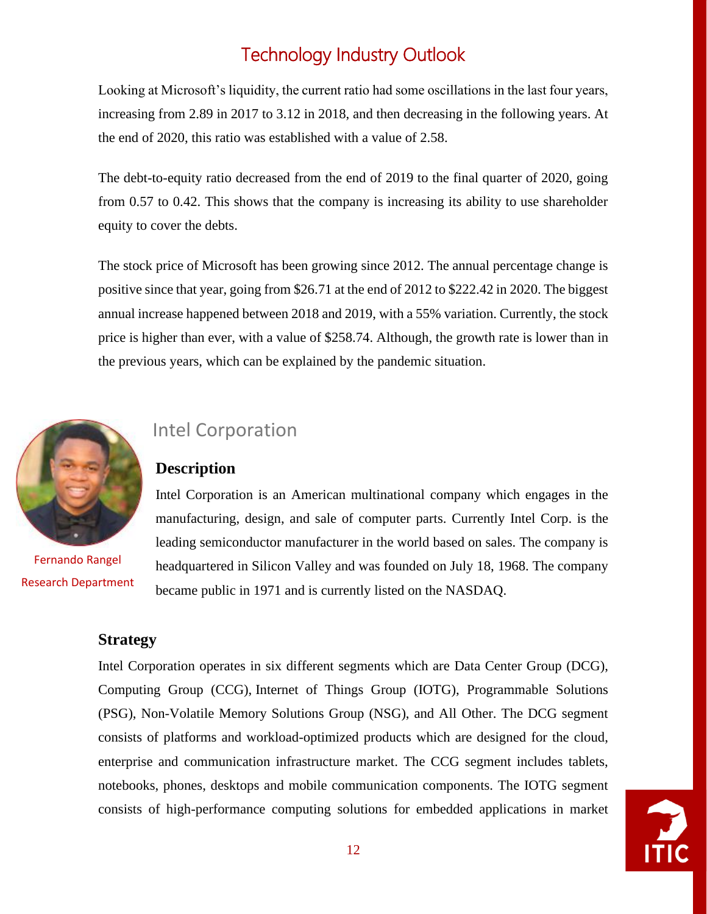Looking at Microsoft's liquidity, the current ratio had some oscillations in the last four years, increasing from 2.89 in 2017 to 3.12 in 2018, and then decreasing in the following years. At the end of 2020, this ratio was established with a value of 2.58.

The debt-to-equity ratio decreased from the end of 2019 to the final quarter of 2020, going from 0.57 to 0.42. This shows that the company is increasing its ability to use shareholder equity to cover the debts.

The stock price of Microsoft has been growing since 2012. The annual percentage change is positive since that year, going from $26.71 at the end of 2012 to $222.42 in 2020. The biggest annual increase happened between 2018 and 2019, with a 55% variation. Currently, the stock price is higher than ever, with a value of $258.74. Although, the growth rate is lower than in the previous years, which can be explained by the pandemic situation.

## Intel Corporation

Fernando Rangel
Research Department

### Description

Intel Corporation is an American multinational company which engages in the manufacturing, design, and sale of computer parts. Currently Intel Corp. is the leading semiconductor manufacturer in the world based on sales. The company is headquartered in Silicon Valley and was founded on July 18, 1968. The company became public in 1971 and is currently listed on the NASDAQ.

### Strategy

Intel Corporation operates in six different segments which are Data Center Group (DCG), Computing Group (CCG), Internet of Things Group (IOTG), Programmable Solutions (PSG), Non-Volatile Memory Solutions Group (NSG), and All Other. The DCG segment consists of platforms and workload-optimized products which are designed for the cloud, enterprise and communication infrastructure market. The CCG segment includes tablets, notebooks, phones, desktops and mobile communication components. The IOTG segment consists of high-performance computing solutions for embedded applications in market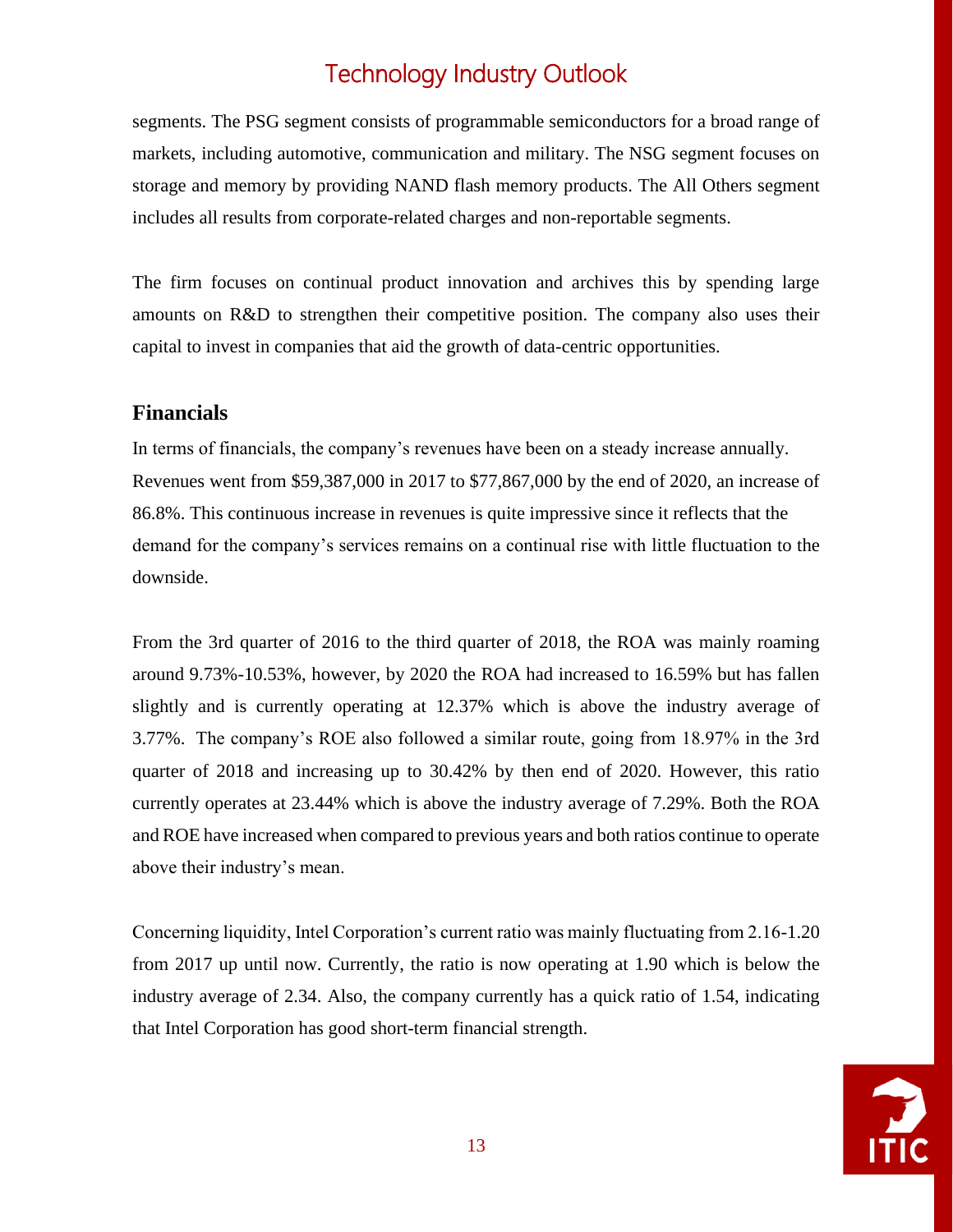segments. The PSG segment consists of programmable semiconductors for a broad range of markets, including automotive, communication and military. The NSG segment focuses on storage and memory by providing NAND flash memory products. The All Others segment includes all results from corporate-related charges and non-reportable segments.

The firm focuses on continual product innovation and archives this by spending large amounts on R&D to strengthen their competitive position. The company also uses their capital to invest in companies that aid the growth of data-centric opportunities.

## Financials

In terms of financials, the company's revenues have been on a steady increase annually. Revenues went from $59,387,000 in 2017 to $77,867,000 by the end of 2020, an increase of 86.8%. This continuous increase in revenues is quite impressive since it reflects that the demand for the company's services remains on a continual rise with little fluctuation to the downside.

From the 3rd quarter of 2016 to the third quarter of 2018, the ROA was mainly roaming around 9.73%-10.53%, however, by 2020 the ROA had increased to 16.59% but has fallen slightly and is currently operating at 12.37% which is above the industry average of 3.77%. The company's ROE also followed a similar route, going from 18.97% in the 3rd quarter of 2018 and increasing up to 30.42% by then end of 2020. However, this ratio currently operates at 23.44% which is above the industry average of 7.29%. Both the ROA and ROE have increased when compared to previous years and both ratios continue to operate above their industry's mean.

Concerning liquidity, Intel Corporation's current ratio was mainly fluctuating from 2.16-1.20 from 2017 up until now. Currently, the ratio is now operating at 1.90 which is below the industry average of 2.34. Also, the company currently has a quick ratio of 1.54, indicating that Intel Corporation has good short-term financial strength.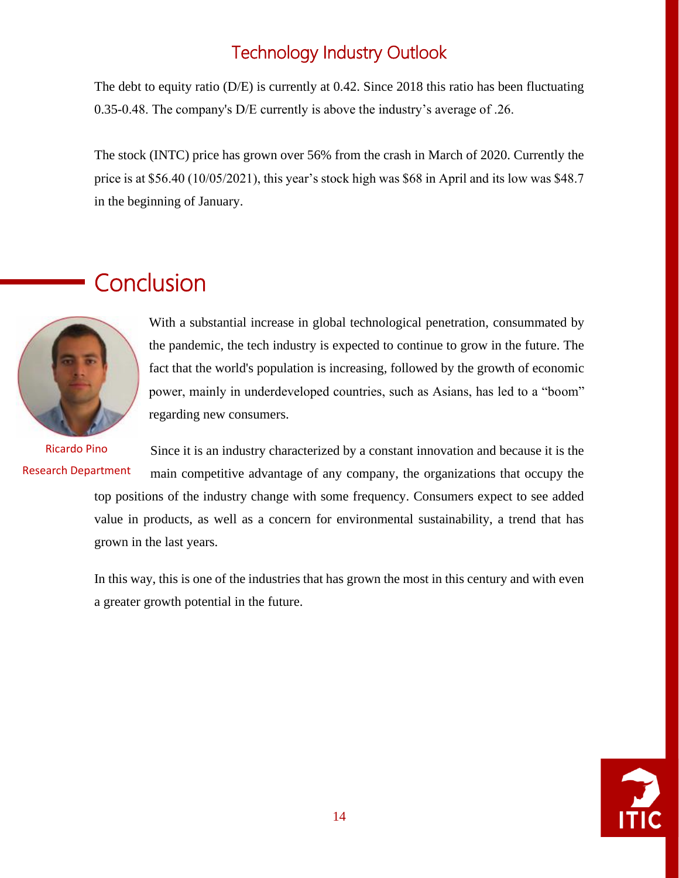## Technology Industry Outlook

The debt to equity ratio (D/E) is currently at 0.42. Since 2018 this ratio has been fluctuating 0.35-0.48. The company's D/E currently is above the industry's average of .26.

The stock (INTC) price has grown over 56% from the crash in March of 2020. Currently the price is at $56.40 (10/05/2021), this year's stock high was $68 in April and its low was $48.7 in the beginning of January.

# Conclusion

Ricardo Pino
Research Department

With a substantial increase in global technological penetration, consummated by the pandemic, the tech industry is expected to continue to grow in the future. The fact that the world's population is increasing, followed by the growth of economic power, mainly in underdeveloped countries, such as Asians, has led to a "boom" regarding new consumers.

Since it is an industry characterized by a constant innovation and because it is the main competitive advantage of any company, the organizations that occupy the top positions of the industry change with some frequency. Consumers expect to see added value in products, as well as a concern for environmental sustainability, a trend that has grown in the last years.

In this way, this is one of the industries that has grown the most in this century and with even a greater growth potential in the future.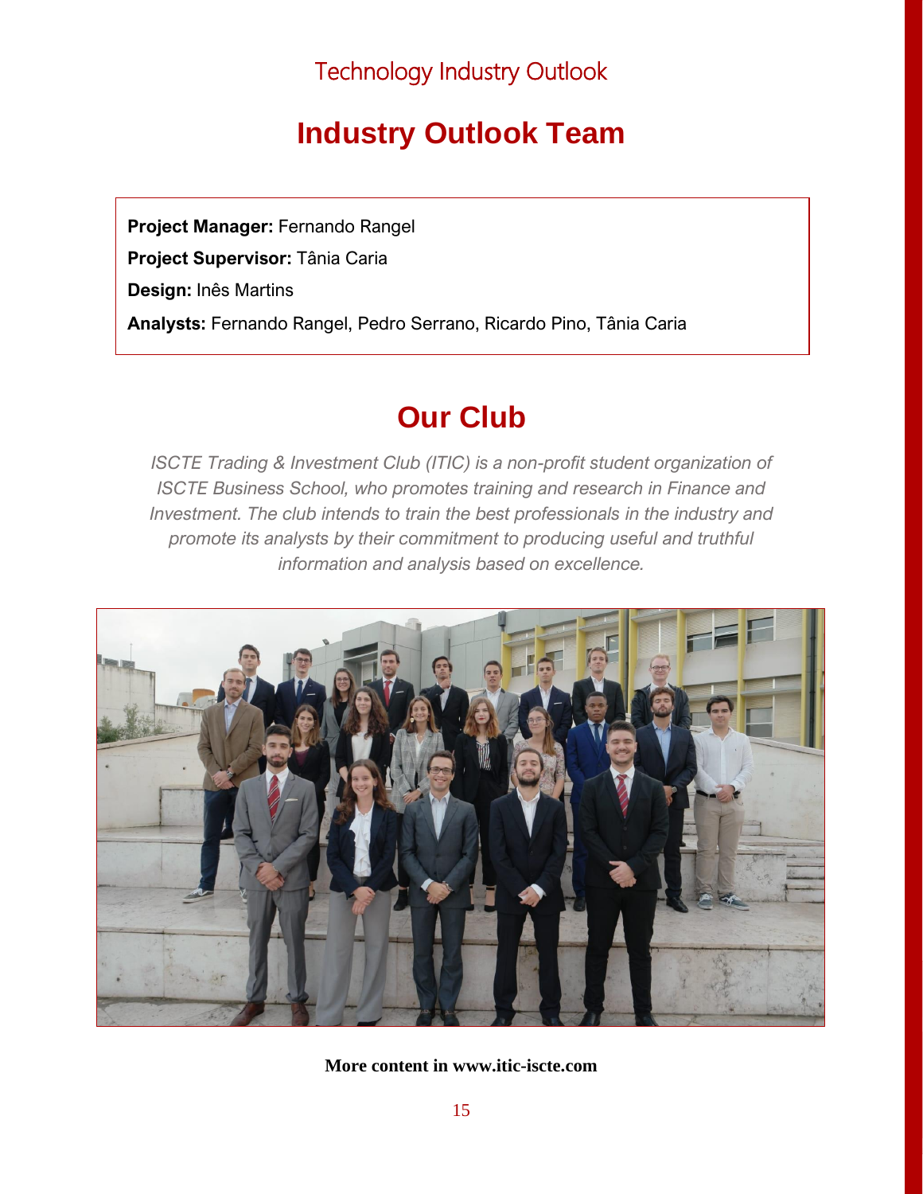# Industry Outlook Team

**Project Manager:** Fernando Rangel

**Project Supervisor:** Tânia Caria

**Design:** Inês Martins

**Analysts:** Fernando Rangel, Pedro Serrano, Ricardo Pino, Tânia Caria

# Our Club

*ISCTE Trading & Investment Club (ITIC) is a non-profit student organization of ISCTE Business School, who promotes training and research in Finance and Investment. The club intends to train the best professionals in the industry and promote its analysts by their commitment to producing useful and truthful information and analysis based on excellence.*

**More content in www.itic-iscte.com**